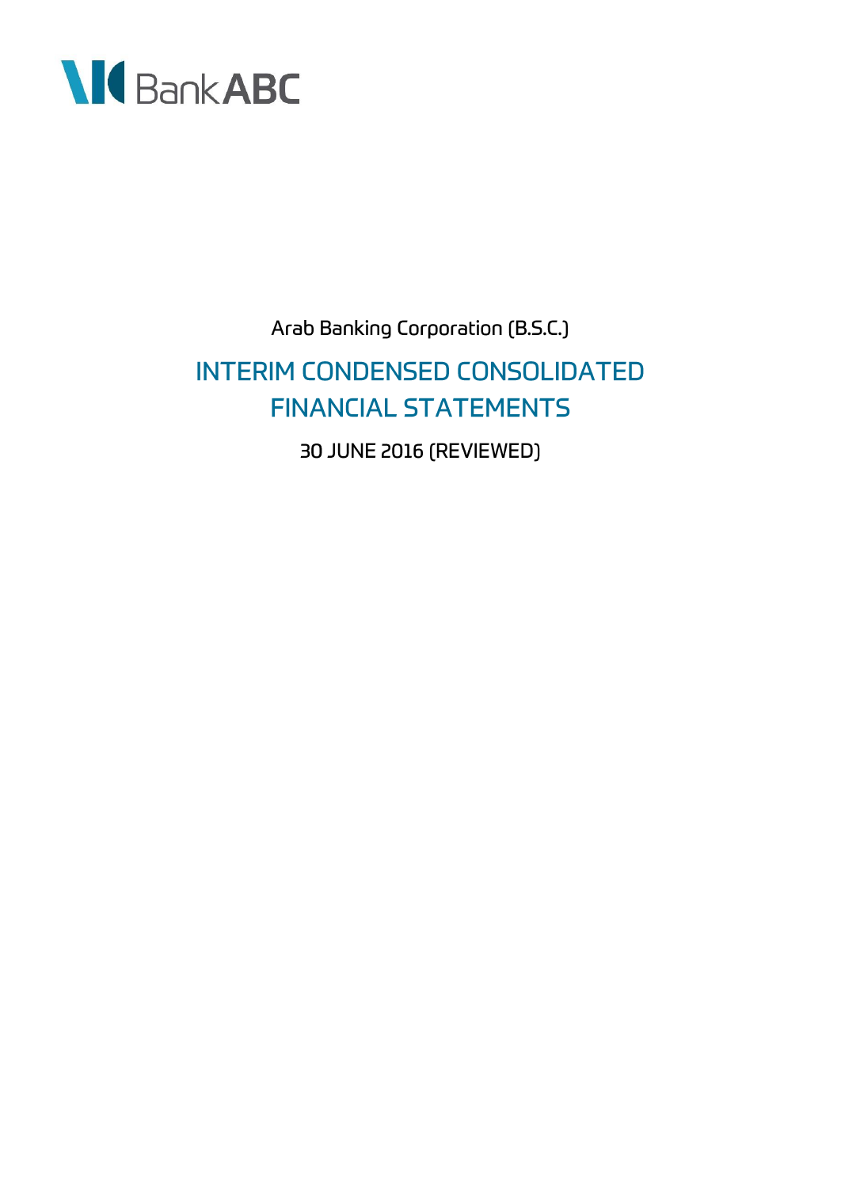Bank ABC

Arab Banking Corporation (B.S.C.)

# INTERIM CONDENSED CONSOLIDATED FINANCIAL STATEMENTS

30 JUNE 2016 (REVIEWED)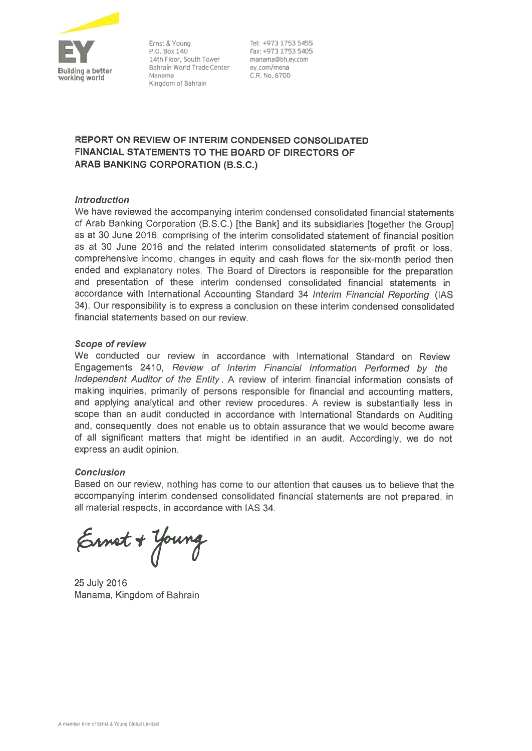Ernst & Young
P.O. Box 140
14th Floor, South Tower
Bahrain World Trade Center
Manama
Kingdom of Bahrain

Tel: +973 1753 5455
Fax: +973 1753 5405
manama@bh.ey.com
ey.com/mena
C.R. No. 6700

## REPORT ON REVIEW OF INTERIM CONDENSED CONSOLIDATED FINANCIAL STATEMENTS TO THE BOARD OF DIRECTORS OF ARAB BANKING CORPORATION (B.S.C.)

### *Introduction*

We have reviewed the accompanying interim condensed consolidated financial statements of Arab Banking Corporation (B.S.C.) [the Bank] and its subsidiaries [together the Group] as at 30 June 2016, comprising of the interim consolidated statement of financial position as at 30 June 2016 and the related interim consolidated statements of profit or loss, comprehensive income, changes in equity and cash flows for the six-month period then ended and explanatory notes. The Board of Directors is responsible for the preparation and presentation of these interim condensed consolidated financial statements in accordance with International Accounting Standard 34 *Interim Financial Reporting* (IAS 34). Our responsibility is to express a conclusion on these interim condensed consolidated financial statements based on our review.

### *Scope of review*

We conducted our review in accordance with International Standard on Review Engagements 2410, *Review of Interim Financial Information Performed by the Independent Auditor of the Entity*. A review of interim financial information consists of making inquiries, primarily of persons responsible for financial and accounting matters, and applying analytical and other review procedures. A review is substantially less in scope than an audit conducted in accordance with International Standards on Auditing and, consequently, does not enable us to obtain assurance that we would become aware of all significant matters that might be identified in an audit. Accordingly, we do not express an audit opinion.

### *Conclusion*

Based on our review, nothing has come to our attention that causes us to believe that the accompanying interim condensed consolidated financial statements are not prepared, in all material respects, in accordance with IAS 34.

Ernst + Young

25 July 2016
Manama, Kingdom of Bahrain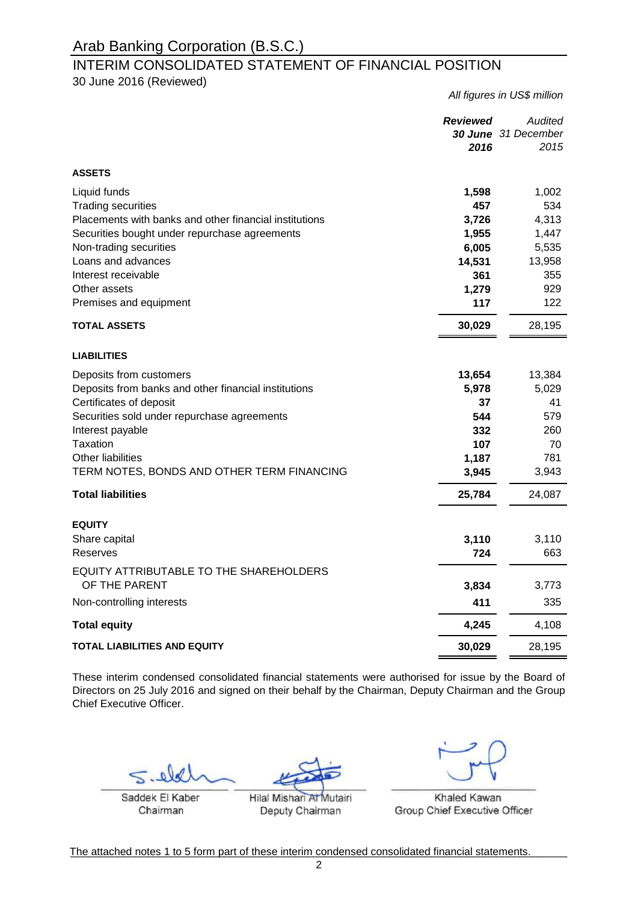# Arab Banking Corporation (B.S.C.)

## INTERIM CONSOLIDATED STATEMENT OF FINANCIAL POSITION

30 June 2016 (Reviewed)

*All figures in US$ million*

| | ***Reviewed 30 June 2016*** | *Audited 31 December 2015* |
|---|---|---|
| **ASSETS** | | |
| Liquid funds | **1,598** | 1,002 |
| Trading securities | **457** | 534 |
| Placements with banks and other financial institutions | **3,726** | 4,313 |
| Securities bought under repurchase agreements | **1,955** | 1,447 |
| Non-trading securities | **6,005** | 5,535 |
| Loans and advances | **14,531** | 13,958 |
| Interest receivable | **361** | 355 |
| Other assets | **1,279** | 929 |
| Premises and equipment | **117** | 122 |
| **TOTAL ASSETS** | **30,029** | 28,195 |
| **LIABILITIES** | | |
| Deposits from customers | **13,654** | 13,384 |
| Deposits from banks and other financial institutions | **5,978** | 5,029 |
| Certificates of deposit | **37** | 41 |
| Securities sold under repurchase agreements | **544** | 579 |
| Interest payable | **332** | 260 |
| Taxation | **107** | 70 |
| Other liabilities | **1,187** | 781 |
| TERM NOTES, BONDS AND OTHER TERM FINANCING | **3,945** | 3,943 |
| **Total liabilities** | **25,784** | 24,087 |
| **EQUITY** | | |
| Share capital | **3,110** | 3,110 |
| Reserves | **724** | 663 |
| EQUITY ATTRIBUTABLE TO THE SHAREHOLDERS OF THE PARENT | **3,834** | 3,773 |
| Non-controlling interests | **411** | 335 |
| **Total equity** | **4,245** | 4,108 |
| **TOTAL LIABILITIES AND EQUITY** | **30,029** | 28,195 |

These interim condensed consolidated financial statements were authorised for issue by the Board of Directors on 25 July 2016 and signed on their behalf by the Chairman, Deputy Chairman and the Group Chief Executive Officer.

| Saddek El Kaber | Hilal Mishari Al Mutairi | Khaled Kawan |
|---|---|---|
| Chairman | Deputy Chairman | Group Chief Executive Officer |

The attached notes 1 to 5 form part of these interim condensed consolidated financial statements.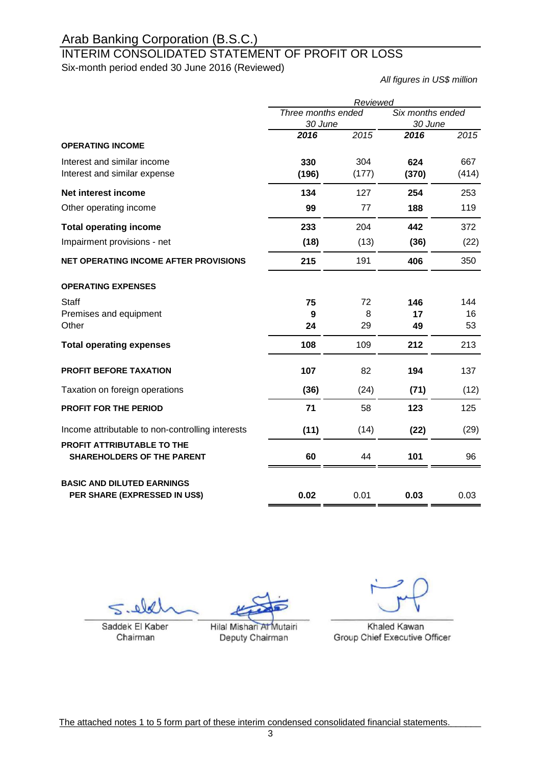# Arab Banking Corporation (B.S.C.)

## INTERIM CONSOLIDATED STATEMENT OF PROFIT OR LOSS

Six-month period ended 30 June 2016 (Reviewed)

*All figures in US$ million*

| | *Reviewed* | | | |
|---|---|---|---|---|
| | *Three months ended 30 June* | | *Six months ended 30 June* | |
| | ***2016*** | *2015* | ***2016*** | *2015* |
| **OPERATING INCOME** | | | | |
| Interest and similar income | **330** | 304 | **624** | 667 |
| Interest and similar expense | **(196)** | (177) | **(370)** | (414) |
| **Net interest income** | **134** | 127 | **254** | 253 |
| Other operating income | **99** | 77 | **188** | 119 |
| **Total operating income** | **233** | 204 | **442** | 372 |
| Impairment provisions - net | **(18)** | (13) | **(36)** | (22) |
| **NET OPERATING INCOME AFTER PROVISIONS** | **215** | 191 | **406** | 350 |
| **OPERATING EXPENSES** | | | | |
| Staff | **75** | 72 | **146** | 144 |
| Premises and equipment | **9** | 8 | **17** | 16 |
| Other | **24** | 29 | **49** | 53 |
| **Total operating expenses** | **108** | 109 | **212** | 213 |
| **PROFIT BEFORE TAXATION** | **107** | 82 | **194** | 137 |
| Taxation on foreign operations | **(36)** | (24) | **(71)** | (12) |
| **PROFIT FOR THE PERIOD** | **71** | 58 | **123** | 125 |
| Income attributable to non-controlling interests | **(11)** | (14) | **(22)** | (29) |
| **PROFIT ATTRIBUTABLE TO THE SHAREHOLDERS OF THE PARENT** | **60** | 44 | **101** | 96 |
| **BASIC AND DILUTED EARNINGS PER SHARE (EXPRESSED IN US$)** | **0.02** | 0.01 | **0.03** | 0.03 |

Saddek El Kaber
Chairman

Hilal Mishari Al Mutairi
Deputy Chairman

Khaled Kawan
Group Chief Executive Officer

The attached notes 1 to 5 form part of these interim condensed consolidated financial statements.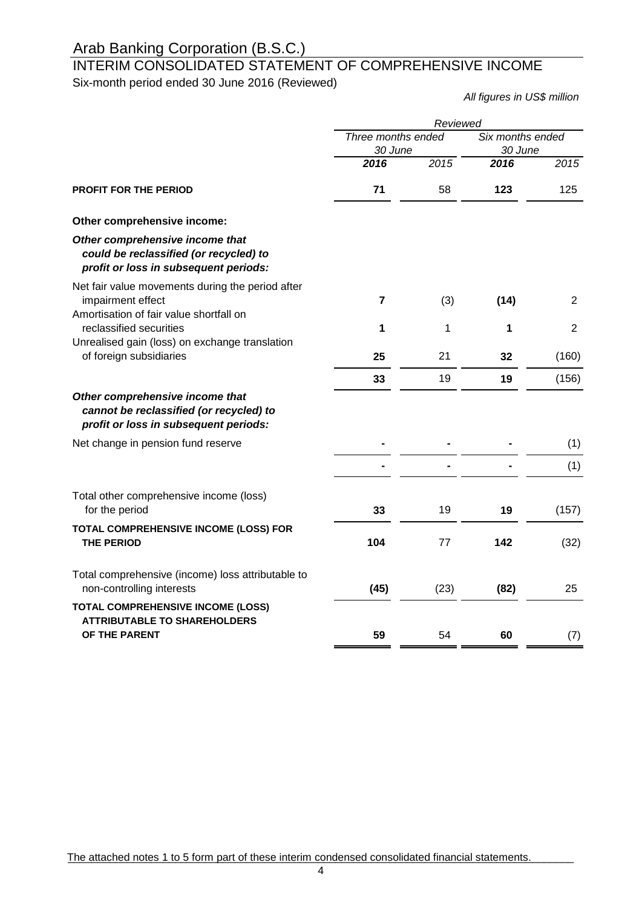# Arab Banking Corporation (B.S.C.)

## INTERIM CONSOLIDATED STATEMENT OF COMPREHENSIVE INCOME

Six-month period ended 30 June 2016 (Reviewed)

*All figures in US$ million*

| | *Reviewed* | | | |
|---|---|---|---|---|
| | *Three months ended 30 June* | | *Six months ended 30 June* | |
| | ***2016*** | *2015* | ***2016*** | *2015* |
| **PROFIT FOR THE PERIOD** | **71** | 58 | **123** | 125 |
| **Other comprehensive income:** | | | | |
| ***Other comprehensive income that could be reclassified (or recycled) to profit or loss in subsequent periods:*** | | | | |
| Net fair value movements during the period after impairment effect | **7** | (3) | **(14)** | 2 |
| Amortisation of fair value shortfall on reclassified securities | **1** | 1 | **1** | 2 |
| Unrealised gain (loss) on exchange translation of foreign subsidiaries | **25** | 21 | **32** | (160) |
| | **33** | 19 | **19** | (156) |
| ***Other comprehensive income that cannot be reclassified (or recycled) to profit or loss in subsequent periods:*** | | | | |
| Net change in pension fund reserve | **-** | - | **-** | (1) |
| | **-** | - | **-** | (1) |
| Total other comprehensive income (loss) for the period | **33** | 19 | **19** | (157) |
| **TOTAL COMPREHENSIVE INCOME (LOSS) FOR THE PERIOD** | **104** | 77 | **142** | (32) |
| Total comprehensive (income) loss attributable to non-controlling interests | **(45)** | (23) | **(82)** | 25 |
| **TOTAL COMPREHENSIVE INCOME (LOSS) ATTRIBUTABLE TO SHAREHOLDERS OF THE PARENT** | **59** | 54 | **60** | (7) |

The attached notes 1 to 5 form part of these interim condensed consolidated financial statements.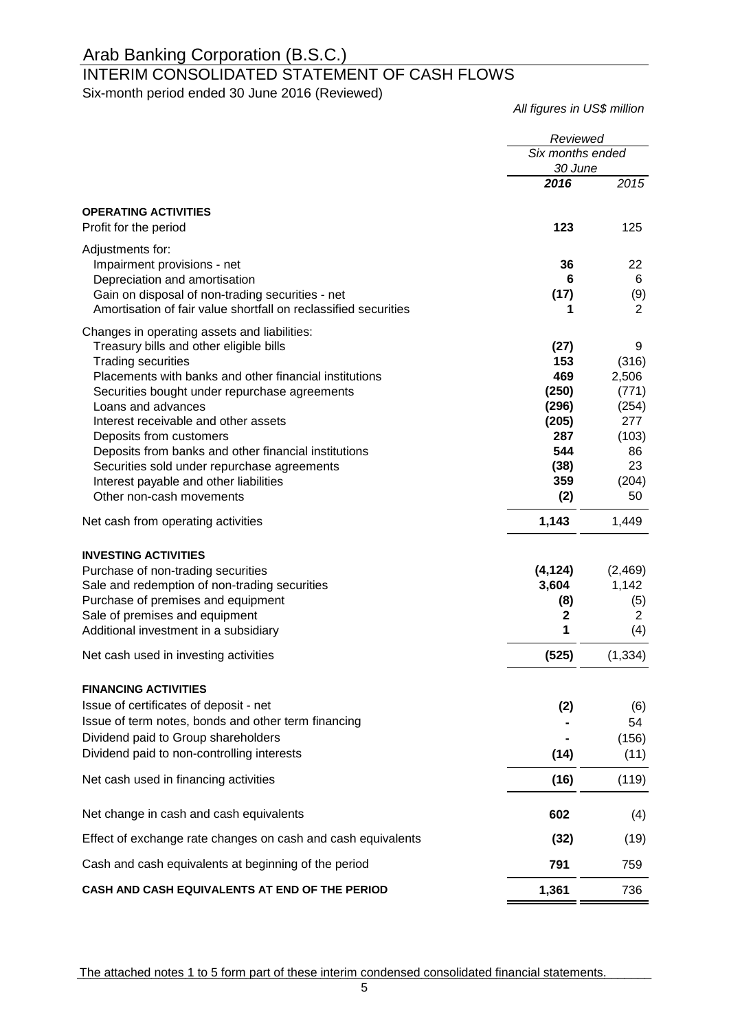# Arab Banking Corporation (B.S.C.)

## INTERIM CONSOLIDATED STATEMENT OF CASH FLOWS

Six-month period ended 30 June 2016 (Reviewed)

*All figures in US$ million*

| | *Reviewed* | |
|---|---|---|
| | *Six months ended 30 June* | |
| | ***2016*** | *2015* |
| **OPERATING ACTIVITIES** | | |
| Profit for the period | **123** | 125 |
| Adjustments for: | | |
| Impairment provisions - net | **36** | 22 |
| Depreciation and amortisation | **6** | 6 |
| Gain on disposal of non-trading securities - net | **(17)** | (9) |
| Amortisation of fair value shortfall on reclassified securities | **1** | 2 |
| Changes in operating assets and liabilities: | | |
| Treasury bills and other eligible bills | **(27)** | 9 |
| Trading securities | **153** | (316) |
| Placements with banks and other financial institutions | **469** | 2,506 |
| Securities bought under repurchase agreements | **(250)** | (771) |
| Loans and advances | **(296)** | (254) |
| Interest receivable and other assets | **(205)** | 277 |
| Deposits from customers | **287** | (103) |
| Deposits from banks and other financial institutions | **544** | 86 |
| Securities sold under repurchase agreements | **(38)** | 23 |
| Interest payable and other liabilities | **359** | (204) |
| Other non-cash movements | **(2)** | 50 |
| Net cash from operating activities | **1,143** | 1,449 |
| **INVESTING ACTIVITIES** | | |
| Purchase of non-trading securities | **(4,124)** | (2,469) |
| Sale and redemption of non-trading securities | **3,604** | 1,142 |
| Purchase of premises and equipment | **(8)** | (5) |
| Sale of premises and equipment | **2** | 2 |
| Additional investment in a subsidiary | **1** | (4) |
| Net cash used in investing activities | **(525)** | (1,334) |
| **FINANCING ACTIVITIES** | | |
| Issue of certificates of deposit - net | **(2)** | (6) |
| Issue of term notes, bonds and other term financing | **-** | 54 |
| Dividend paid to Group shareholders | **-** | (156) |
| Dividend paid to non-controlling interests | **(14)** | (11) |
| Net cash used in financing activities | **(16)** | (119) |
| Net change in cash and cash equivalents | **602** | (4) |
| Effect of exchange rate changes on cash and cash equivalents | **(32)** | (19) |
| Cash and cash equivalents at beginning of the period | **791** | 759 |
| **CASH AND CASH EQUIVALENTS AT END OF THE PERIOD** | **1,361** | 736 |

The attached notes 1 to 5 form part of these interim condensed consolidated financial statements.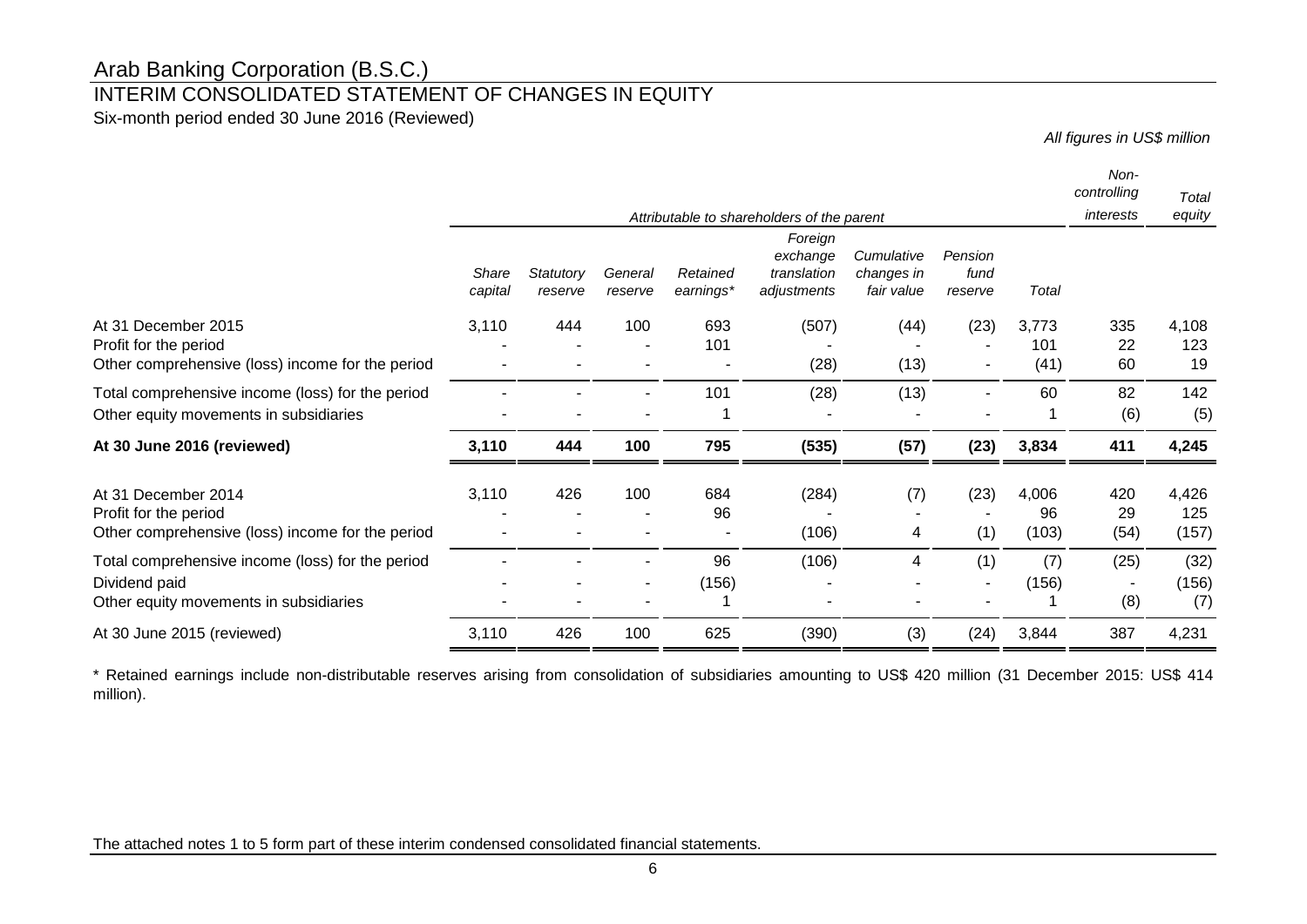# Arab Banking Corporation (B.S.C.)

## INTERIM CONSOLIDATED STATEMENT OF CHANGES IN EQUITY

Six-month period ended 30 June 2016 (Reviewed)

*All figures in US$ million*

| | *Attributable to shareholders of the parent* | | | | | | | | *Non-controlling interests* | *Total equity* |
|---|---|---|---|---|---|---|---|---|---|---|
| | *Share capital* | *Statutory reserve* | *General reserve* | *Retained earnings\** | *Foreign exchange translation adjustments* | *Cumulative changes in fair value* | *Pension fund reserve* | *Total* | | |
| At 31 December 2015 | 3,110 | 444 | 100 | 693 | (507) | (44) | (23) | 3,773 | 335 | 4,108 |
| Profit for the period | - | - | - | 101 | - | - | - | 101 | 22 | 123 |
| Other comprehensive (loss) income for the period | - | - | - | - | (28) | (13) | - | (41) | 60 | 19 |
| Total comprehensive income (loss) for the period | - | - | - | 101 | (28) | (13) | - | 60 | 82 | 142 |
| Other equity movements in subsidiaries | - | - | - | 1 | - | - | - | 1 | (6) | (5) |
| **At 30 June 2016 (reviewed)** | **3,110** | **444** | **100** | **795** | **(535)** | **(57)** | **(23)** | **3,834** | **411** | **4,245** |
| At 31 December 2014 | 3,110 | 426 | 100 | 684 | (284) | (7) | (23) | 4,006 | 420 | 4,426 |
| Profit for the period | - | - | - | 96 | - | - | - | 96 | 29 | 125 |
| Other comprehensive (loss) income for the period | - | - | - | - | (106) | 4 | (1) | (103) | (54) | (157) |
| Total comprehensive income (loss) for the period | - | - | - | 96 | (106) | 4 | (1) | (7) | (25) | (32) |
| Dividend paid | - | - | - | (156) | - | - | - | (156) | - | (156) |
| Other equity movements in subsidiaries | - | - | - | 1 | - | - | - | 1 | (8) | (7) |
| At 30 June 2015 (reviewed) | 3,110 | 426 | 100 | 625 | (390) | (3) | (24) | 3,844 | 387 | 4,231 |

\* Retained earnings include non-distributable reserves arising from consolidation of subsidiaries amounting to US$ 420 million (31 December 2015: US$ 414 million).

The attached notes 1 to 5 form part of these interim condensed consolidated financial statements.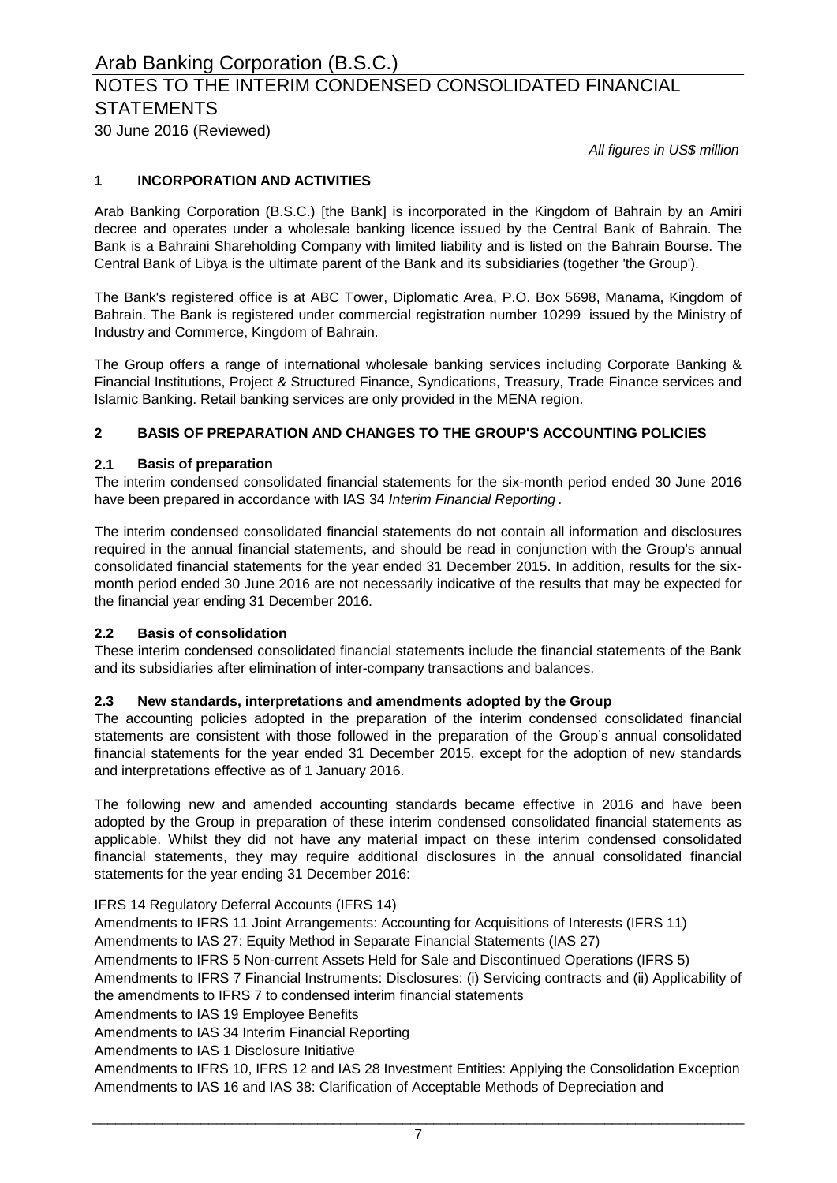*All figures in US$ million*

## 1 INCORPORATION AND ACTIVITIES

Arab Banking Corporation (B.S.C.) [the Bank] is incorporated in the Kingdom of Bahrain by an Amiri decree and operates under a wholesale banking licence issued by the Central Bank of Bahrain. The Bank is a Bahraini Shareholding Company with limited liability and is listed on the Bahrain Bourse. The Central Bank of Libya is the ultimate parent of the Bank and its subsidiaries (together 'the Group').

The Bank's registered office is at ABC Tower, Diplomatic Area, P.O. Box 5698, Manama, Kingdom of Bahrain. The Bank is registered under commercial registration number 10299 issued by the Ministry of Industry and Commerce, Kingdom of Bahrain.

The Group offers a range of international wholesale banking services including Corporate Banking & Financial Institutions, Project & Structured Finance, Syndications, Treasury, Trade Finance services and Islamic Banking. Retail banking services are only provided in the MENA region.

## 2 BASIS OF PREPARATION AND CHANGES TO THE GROUP'S ACCOUNTING POLICIES

### 2.1 Basis of preparation

The interim condensed consolidated financial statements for the six-month period ended 30 June 2016 have been prepared in accordance with IAS 34 *Interim Financial Reporting* .

The interim condensed consolidated financial statements do not contain all information and disclosures required in the annual financial statements, and should be read in conjunction with the Group's annual consolidated financial statements for the year ended 31 December 2015. In addition, results for the six-month period ended 30 June 2016 are not necessarily indicative of the results that may be expected for the financial year ending 31 December 2016.

### 2.2 Basis of consolidation

These interim condensed consolidated financial statements include the financial statements of the Bank and its subsidiaries after elimination of inter-company transactions and balances.

### 2.3 New standards, interpretations and amendments adopted by the Group

The accounting policies adopted in the preparation of the interim condensed consolidated financial statements are consistent with those followed in the preparation of the Group's annual consolidated financial statements for the year ended 31 December 2015, except for the adoption of new standards and interpretations effective as of 1 January 2016.

The following new and amended accounting standards became effective in 2016 and have been adopted by the Group in preparation of these interim condensed consolidated financial statements as applicable. Whilst they did not have any material impact on these interim condensed consolidated financial statements, they may require additional disclosures in the annual consolidated financial statements for the year ending 31 December 2016:

IFRS 14 Regulatory Deferral Accounts (IFRS 14)
Amendments to IFRS 11 Joint Arrangements: Accounting for Acquisitions of Interests (IFRS 11)
Amendments to IAS 27: Equity Method in Separate Financial Statements (IAS 27)
Amendments to IFRS 5 Non-current Assets Held for Sale and Discontinued Operations (IFRS 5)
Amendments to IFRS 7 Financial Instruments: Disclosures: (i) Servicing contracts and (ii) Applicability of the amendments to IFRS 7 to condensed interim financial statements
Amendments to IAS 19 Employee Benefits
Amendments to IAS 34 Interim Financial Reporting
Amendments to IAS 1 Disclosure Initiative
Amendments to IFRS 10, IFRS 12 and IAS 28 Investment Entities: Applying the Consolidation Exception
Amendments to IAS 16 and IAS 38: Clarification of Acceptable Methods of Depreciation and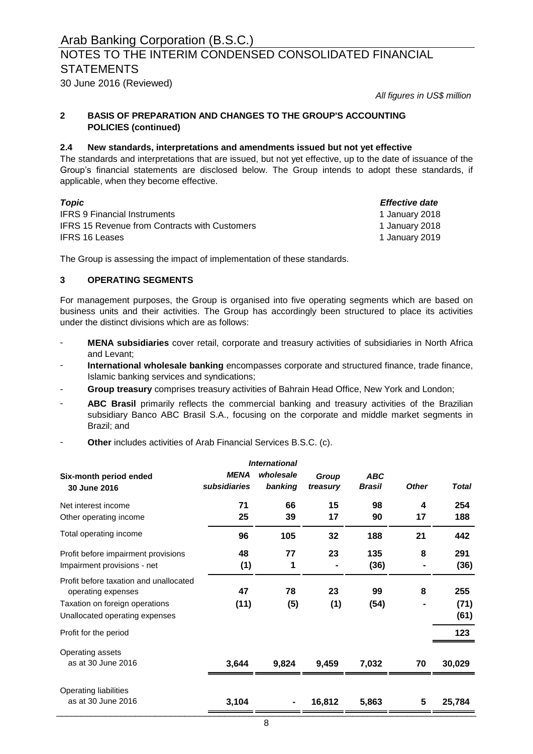*All figures in US$ million*

## 2 BASIS OF PREPARATION AND CHANGES TO THE GROUP'S ACCOUNTING POLICIES (continued)

### 2.4 New standards, interpretations and amendments issued but not yet effective

The standards and interpretations that are issued, but not yet effective, up to the date of issuance of the Group's financial statements are disclosed below. The Group intends to adopt these standards, if applicable, when they become effective.

| *Topic* | *Effective date* |
|---|---|
| IFRS 9 Financial Instruments | 1 January 2018 |
| IFRS 15 Revenue from Contracts with Customers | 1 January 2018 |
| IFRS 16 Leases | 1 January 2019 |

The Group is assessing the impact of implementation of these standards.

## 3 OPERATING SEGMENTS

For management purposes, the Group is organised into five operating segments which are based on business units and their activities. The Group has accordingly been structured to place its activities under the distinct divisions which are as follows:

- **MENA subsidiaries** cover retail, corporate and treasury activities of subsidiaries in North Africa and Levant;
- **International wholesale banking** encompasses corporate and structured finance, trade finance, Islamic banking services and syndications;
- **Group treasury** comprises treasury activities of Bahrain Head Office, New York and London;
- **ABC Brasil** primarily reflects the commercial banking and treasury activities of the Brazilian subsidiary Banco ABC Brasil S.A., focusing on the corporate and middle market segments in Brazil; and
- **Other** includes activities of Arab Financial Services B.S.C. (c).

| Six-month period ended 30 June 2016 | *MENA subsidiaries* | *International wholesale banking* | *Group treasury* | *ABC Brasil* | *Other* | *Total* |
|---|---|---|---|---|---|---|
| Net interest income | **71** | **66** | **15** | **98** | **4** | **254** |
| Other operating income | **25** | **39** | **17** | **90** | **17** | **188** |
| Total operating income | **96** | **105** | **32** | **188** | **21** | **442** |
| Profit before impairment provisions | **48** | **77** | **23** | **135** | **8** | **291** |
| Impairment provisions - net | **(1)** | **1** | **-** | **(36)** | **-** | **(36)** |
| Profit before taxation and unallocated operating expenses | **47** | **78** | **23** | **99** | **8** | **255** |
| Taxation on foreign operations | **(11)** | **(5)** | **(1)** | **(54)** | **-** | **(71)** |
| Unallocated operating expenses | | | | | | **(61)** |
| Profit for the period | | | | | | **123** |
| Operating assets as at 30 June 2016 | **3,644** | **9,824** | **9,459** | **7,032** | **70** | **30,029** |
| Operating liabilities as at 30 June 2016 | **3,104** | **-** | **16,812** | **5,863** | **5** | **25,784** |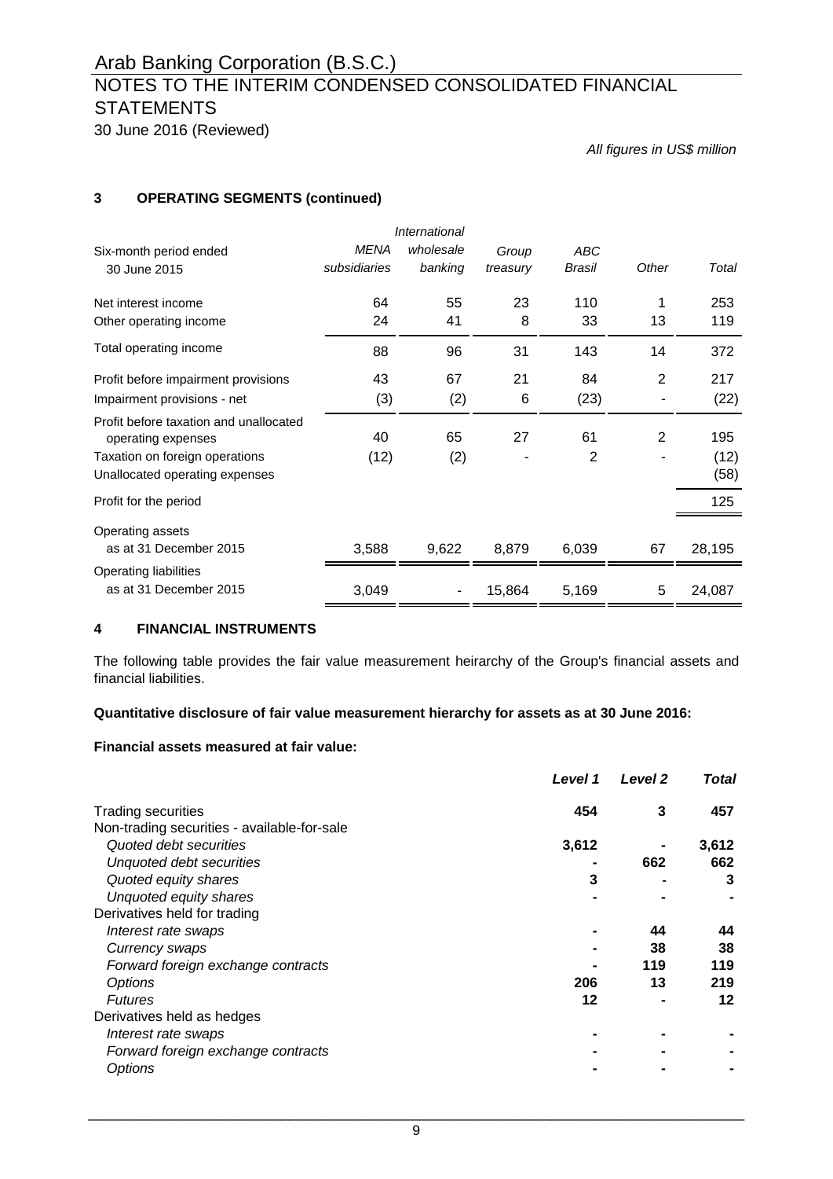# Arab Banking Corporation (B.S.C.)

## NOTES TO THE INTERIM CONDENSED CONSOLIDATED FINANCIAL STATEMENTS

30 June 2016 (Reviewed)

*All figures in US$ million*

### 3 OPERATING SEGMENTS (continued)

| Six-month period ended 30 June 2015 | *MENA subsidiaries* | *International wholesale banking* | *Group treasury* | *ABC Brasil* | *Other* | *Total* |
|---|---|---|---|---|---|---|
| Net interest income | 64 | 55 | 23 | 110 | 1 | 253 |
| Other operating income | 24 | 41 | 8 | 33 | 13 | 119 |
| Total operating income | 88 | 96 | 31 | 143 | 14 | 372 |
| Profit before impairment provisions | 43 | 67 | 21 | 84 | 2 | 217 |
| Impairment provisions - net | (3) | (2) | 6 | (23) | - | (22) |
| Profit before taxation and unallocated operating expenses | 40 | 65 | 27 | 61 | 2 | 195 |
| Taxation on foreign operations | (12) | (2) | - | 2 | - | (12) |
| Unallocated operating expenses | | | | | | (58) |
| Profit for the period | | | | | | 125 |
| Operating assets as at 31 December 2015 | 3,588 | 9,622 | 8,879 | 6,039 | 67 | 28,195 |
| Operating liabilities as at 31 December 2015 | 3,049 | - | 15,864 | 5,169 | 5 | 24,087 |

### 4 FINANCIAL INSTRUMENTS

The following table provides the fair value measurement heirarchy of the Group's financial assets and financial liabilities.

**Quantitative disclosure of fair value measurement hierarchy for assets as at 30 June 2016:**

**Financial assets measured at fair value:**

| | ***Level 1*** | ***Level 2*** | ***Total*** |
|---|---|---|---|
| Trading securities | **454** | **3** | **457** |
| Non-trading securities - available-for-sale | | | |
| *Quoted debt securities* | **3,612** | **-** | **3,612** |
| *Unquoted debt securities* | **-** | **662** | **662** |
| *Quoted equity shares* | **3** | **-** | **3** |
| *Unquoted equity shares* | **-** | **-** | **-** |
| Derivatives held for trading | | | |
| *Interest rate swaps* | **-** | **44** | **44** |
| *Currency swaps* | **-** | **38** | **38** |
| *Forward foreign exchange contracts* | **-** | **119** | **119** |
| *Options* | **206** | **13** | **219** |
| *Futures* | **12** | **-** | **12** |
| Derivatives held as hedges | | | |
| *Interest rate swaps* | **-** | **-** | **-** |
| *Forward foreign exchange contracts* | **-** | **-** | **-** |
| *Options* | **-** | **-** | **-** |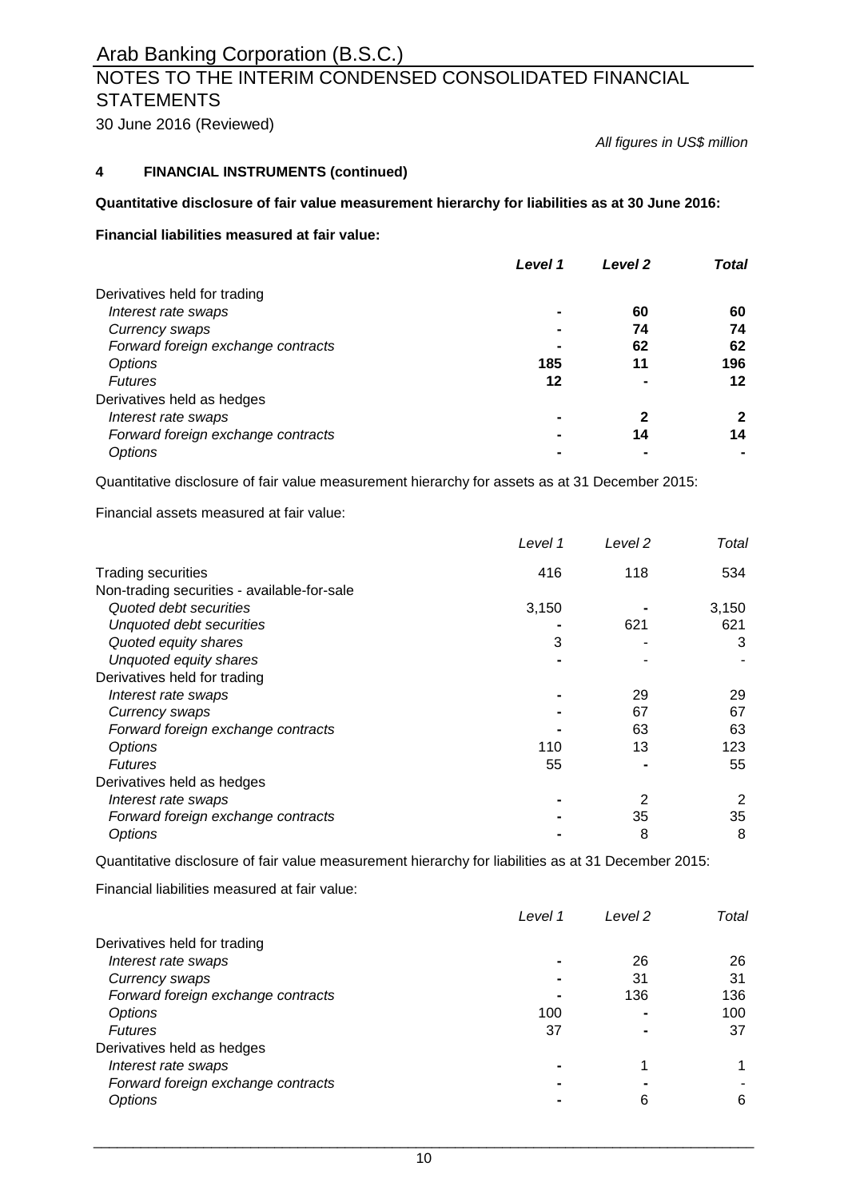# Arab Banking Corporation (B.S.C.)

## NOTES TO THE INTERIM CONDENSED CONSOLIDATED FINANCIAL STATEMENTS

30 June 2016 (Reviewed)

*All figures in US$ million*

### 4 FINANCIAL INSTRUMENTS (continued)

**Quantitative disclosure of fair value measurement hierarchy for liabilities as at 30 June 2016:**

**Financial liabilities measured at fair value:**

| | *Level 1* | *Level 2* | *Total* |
|---|---|---|---|
| Derivatives held for trading | | | |
| *Interest rate swaps* | **-** | **60** | **60** |
| *Currency swaps* | **-** | **74** | **74** |
| *Forward foreign exchange contracts* | **-** | **62** | **62** |
| *Options* | **185** | **11** | **196** |
| *Futures* | **12** | **-** | **12** |
| Derivatives held as hedges | | | |
| *Interest rate swaps* | **-** | **2** | **2** |
| *Forward foreign exchange contracts* | **-** | **14** | **14** |
| *Options* | **-** | **-** | **-** |

Quantitative disclosure of fair value measurement hierarchy for assets as at 31 December 2015:

Financial assets measured at fair value:

| | *Level 1* | *Level 2* | *Total* |
|---|---|---|---|
| Trading securities | 416 | 118 | 534 |
| Non-trading securities - available-for-sale | | | |
| *Quoted debt securities* | 3,150 | - | 3,150 |
| *Unquoted debt securities* | - | 621 | 621 |
| *Quoted equity shares* | 3 | - | 3 |
| *Unquoted equity shares* | - | - | - |
| Derivatives held for trading | | | |
| *Interest rate swaps* | - | 29 | 29 |
| *Currency swaps* | - | 67 | 67 |
| *Forward foreign exchange contracts* | - | 63 | 63 |
| *Options* | 110 | 13 | 123 |
| *Futures* | 55 | - | 55 |
| Derivatives held as hedges | | | |
| *Interest rate swaps* | - | 2 | 2 |
| *Forward foreign exchange contracts* | - | 35 | 35 |
| *Options* | - | 8 | 8 |

Quantitative disclosure of fair value measurement hierarchy for liabilities as at 31 December 2015:

Financial liabilities measured at fair value:

| | *Level 1* | *Level 2* | *Total* |
|---|---|---|---|
| Derivatives held for trading | | | |
| *Interest rate swaps* | - | 26 | 26 |
| *Currency swaps* | - | 31 | 31 |
| *Forward foreign exchange contracts* | - | 136 | 136 |
| *Options* | 100 | - | 100 |
| *Futures* | 37 | - | 37 |
| Derivatives held as hedges | | | |
| *Interest rate swaps* | - | 1 | 1 |
| *Forward foreign exchange contracts* | - | - | - |
| *Options* | - | 6 | 6 |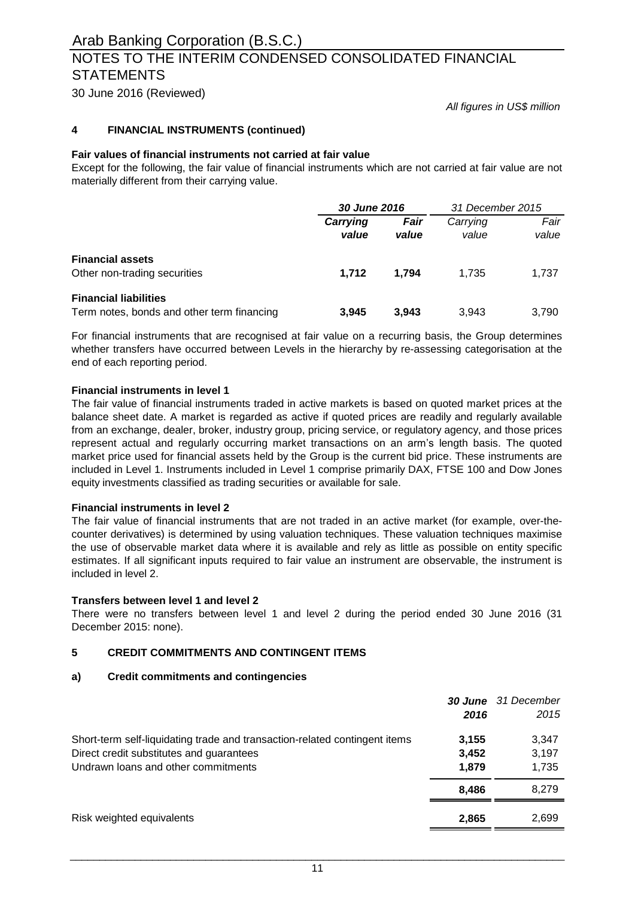*All figures in US$ million*

## 4 FINANCIAL INSTRUMENTS (continued)

### Fair values of financial instruments not carried at fair value

Except for the following, the fair value of financial instruments which are not carried at fair value are not materially different from their carrying value.

| | ***30 June 2016*** | | *31 December 2015* | |
|---|---|---|---|---|
| | ***Carrying value*** | ***Fair value*** | *Carrying value* | *Fair value* |
| **Financial assets** | | | | |
| Other non-trading securities | **1,712** | **1,794** | 1,735 | 1,737 |
| **Financial liabilities** | | | | |
| Term notes, bonds and other term financing | **3,945** | **3,943** | 3,943 | 3,790 |

For financial instruments that are recognised at fair value on a recurring basis, the Group determines whether transfers have occurred between Levels in the hierarchy by re-assessing categorisation at the end of each reporting period.

### Financial instruments in level 1

The fair value of financial instruments traded in active markets is based on quoted market prices at the balance sheet date. A market is regarded as active if quoted prices are readily and regularly available from an exchange, dealer, broker, industry group, pricing service, or regulatory agency, and those prices represent actual and regularly occurring market transactions on an arm's length basis. The quoted market price used for financial assets held by the Group is the current bid price. These instruments are included in Level 1. Instruments included in Level 1 comprise primarily DAX, FTSE 100 and Dow Jones equity investments classified as trading securities or available for sale.

### Financial instruments in level 2

The fair value of financial instruments that are not traded in an active market (for example, over-the-counter derivatives) is determined by using valuation techniques. These valuation techniques maximise the use of observable market data where it is available and rely as little as possible on entity specific estimates. If all significant inputs required to fair value an instrument are observable, the instrument is included in level 2.

### Transfers between level 1 and level 2

There were no transfers between level 1 and level 2 during the period ended 30 June 2016 (31 December 2015: none).

## 5 CREDIT COMMITMENTS AND CONTINGENT ITEMS

### a) Credit commitments and contingencies

| | ***30 June 2016*** | *31 December 2015* |
|---|---|---|
| Short-term self-liquidating trade and transaction-related contingent items | **3,155** | 3,347 |
| Direct credit substitutes and guarantees | **3,452** | 3,197 |
| Undrawn loans and other commitments | **1,879** | 1,735 |
| | **8,486** | 8,279 |
| Risk weighted equivalents | **2,865** | 2,699 |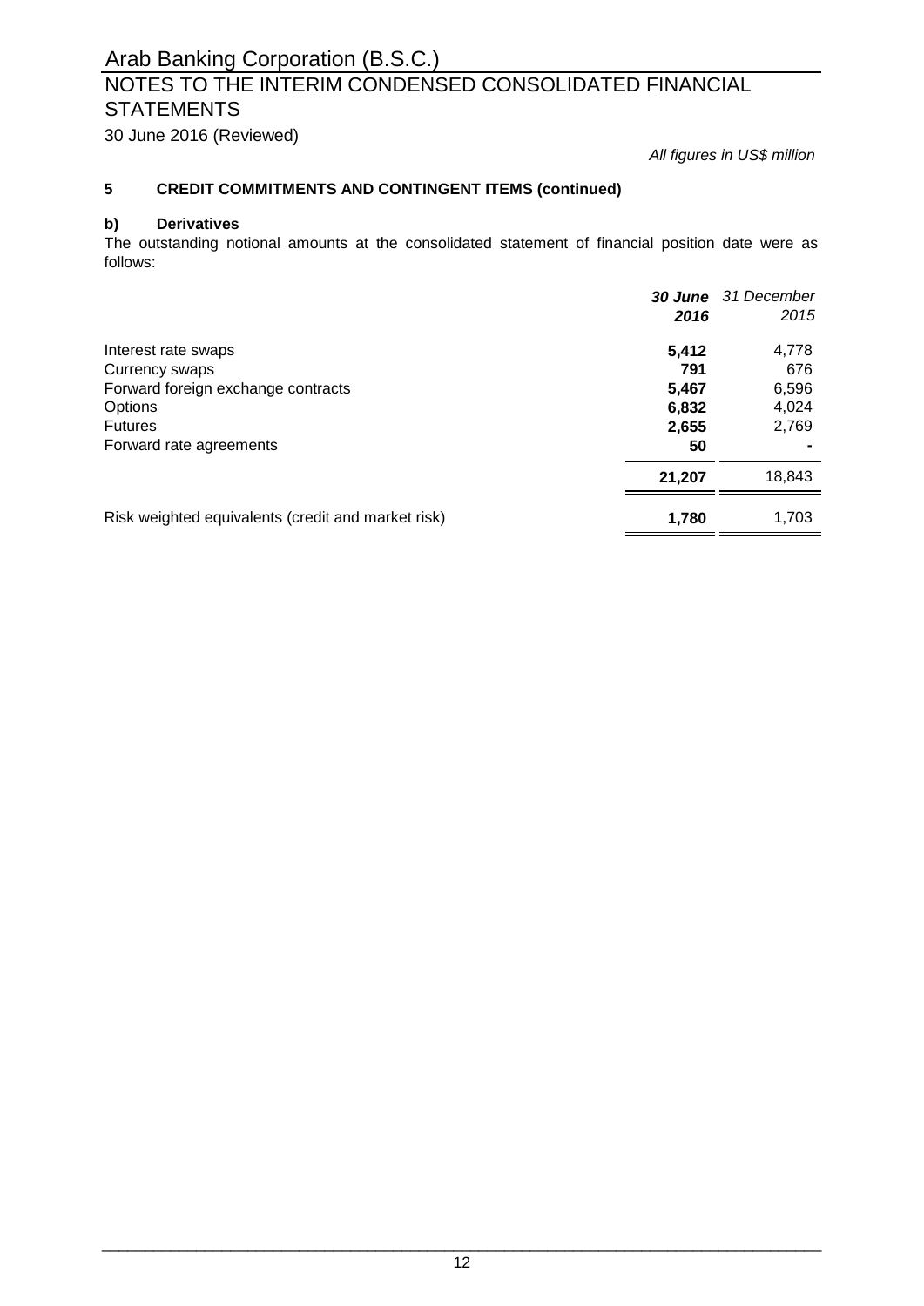Arab Banking Corporation (B.S.C.)

# NOTES TO THE INTERIM CONDENSED CONSOLIDATED FINANCIAL STATEMENTS

30 June 2016 (Reviewed)

*All figures in US$ million*

## 5 CREDIT COMMITMENTS AND CONTINGENT ITEMS (continued)

### b) Derivatives

The outstanding notional amounts at the consolidated statement of financial position date were as follows:

| | ***30 June 2016*** | *31 December 2015* |
|---|---|---|
| Interest rate swaps | **5,412** | 4,778 |
| Currency swaps | **791** | 676 |
| Forward foreign exchange contracts | **5,467** | 6,596 |
| Options | **6,832** | 4,024 |
| Futures | **2,655** | 2,769 |
| Forward rate agreements | **50** | - |
| | **21,207** | 18,843 |
| Risk weighted equivalents (credit and market risk) | **1,780** | 1,703 |